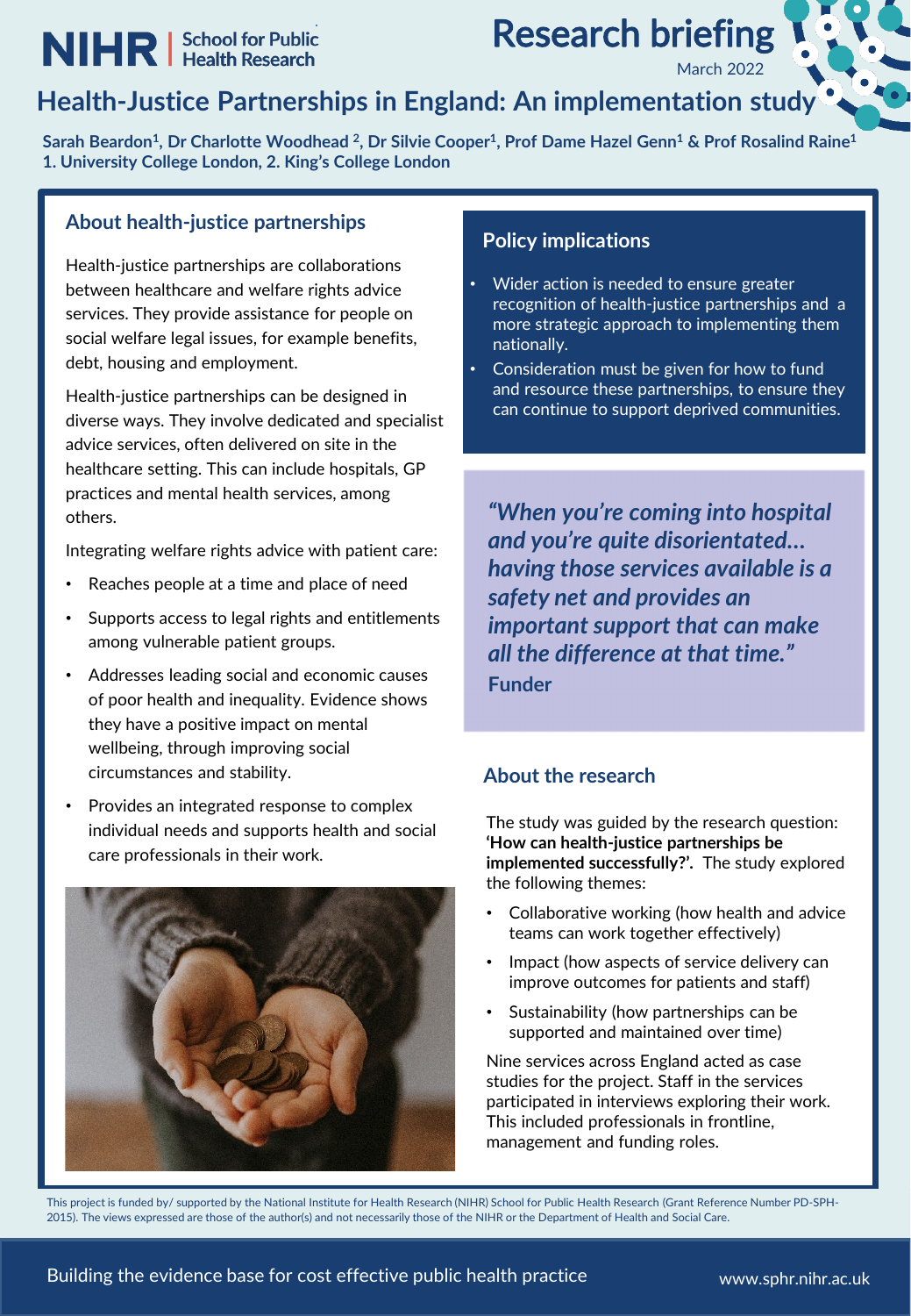NIHR | School for Public Health Research

# Research briefing

March 2022

## Health-Justice Partnerships in England: An implementation study

**Sarah Beardon[1], Dr Charlotte Woodhead [2], Dr Silvie Cooper[1], Prof Dame Hazel Genn[1] & Prof Rosalind Raine[1]**
**1. University College London, 2. King's College London**

### About health-justice partnerships

Health-justice partnerships are collaborations between healthcare and welfare rights advice services. They provide assistance for people on social welfare legal issues, for example benefits, debt, housing and employment.

Health-justice partnerships can be designed in diverse ways. They involve dedicated and specialist advice services, often delivered on site in the healthcare setting. This can include hospitals, GP practices and mental health services, among others.

Integrating welfare rights advice with patient care:

- Reaches people at a time and place of need
- Supports access to legal rights and entitlements among vulnerable patient groups.
- Addresses leading social and economic causes of poor health and inequality. Evidence shows they have a positive impact on mental wellbeing, through improving social circumstances and stability.
- Provides an integrated response to complex individual needs and supports health and social care professionals in their work.

### Policy implications

- Wider action is needed to ensure greater recognition of health-justice partnerships and a more strategic approach to implementing them nationally.
- Consideration must be given for how to fund and resource these partnerships, to ensure they can continue to support deprived communities.

> ***"When you're coming into hospital and you're quite disorientated... having those services available is a safety net and provides an important support that can make all the difference at that time."***
> **Funder**

### About the research

The study was guided by the research question: **'How can health-justice partnerships be implemented successfully?'.** The study explored the following themes:

- Collaborative working (how health and advice teams can work together effectively)
- Impact (how aspects of service delivery can improve outcomes for patients and staff)
- Sustainability (how partnerships can be supported and maintained over time)

Nine services across England acted as case studies for the project. Staff in the services participated in interviews exploring their work. This included professionals in frontline, management and funding roles.

This project is funded by/ supported by the National Institute for Health Research (NIHR) School for Public Health Research (Grant Reference Number PD-SPH-2015). The views expressed are those of the author(s) and not necessarily those of the NIHR or the Department of Health and Social Care.

Building the evidence base for cost effective public health practice

www.sphr.nihr.ac.uk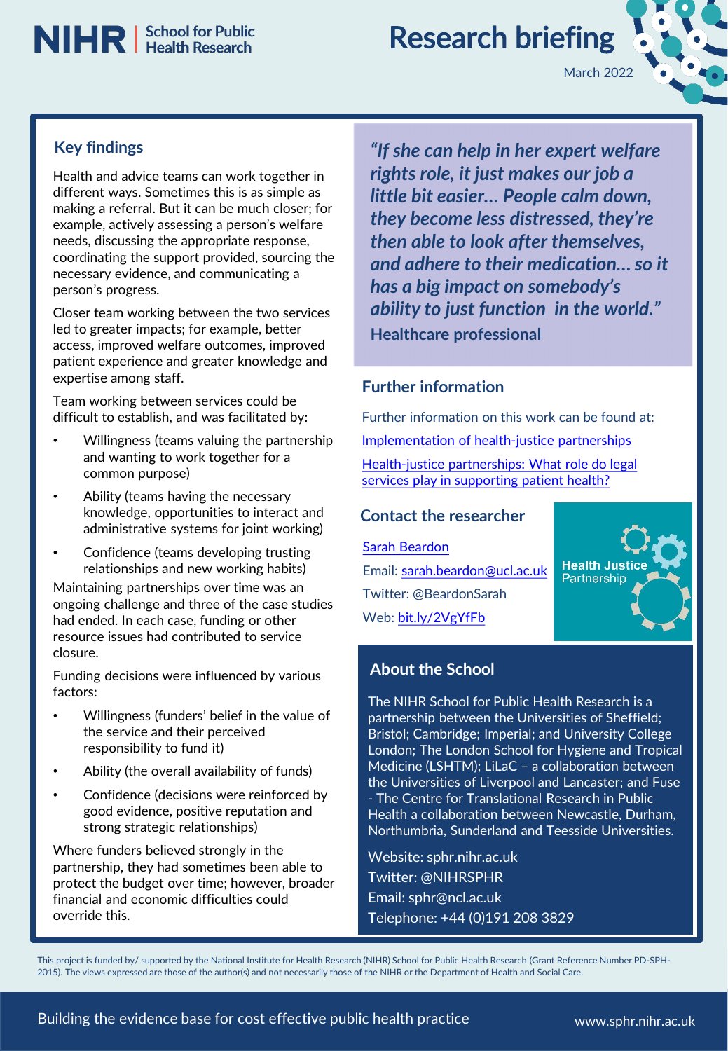# Research briefing

March 2022

## Key findings

Health and advice teams can work together in different ways. Sometimes this is as simple as making a referral. But it can be much closer; for example, actively assessing a person's welfare needs, discussing the appropriate response, coordinating the support provided, sourcing the necessary evidence, and communicating a person's progress.

Closer team working between the two services led to greater impacts; for example, better access, improved welfare outcomes, improved patient experience and greater knowledge and expertise among staff.

Team working between services could be difficult to establish, and was facilitated by:

- Willingness (teams valuing the partnership and wanting to work together for a common purpose)
- Ability (teams having the necessary knowledge, opportunities to interact and administrative systems for joint working)
- Confidence (teams developing trusting relationships and new working habits)

Maintaining partnerships over time was an ongoing challenge and three of the case studies had ended. In each case, funding or other resource issues had contributed to service closure.

Funding decisions were influenced by various factors:

- Willingness (funders' belief in the value of the service and their perceived responsibility to fund it)
- Ability (the overall availability of funds)
- Confidence (decisions were reinforced by good evidence, positive reputation and strong strategic relationships)

Where funders believed strongly in the partnership, they had sometimes been able to protect the budget over time; however, broader financial and economic difficulties could override this.

*"If she can help in her expert welfare rights role, it just makes our job a little bit easier… People calm down, they become less distressed, they're then able to look after themselves, and adhere to their medication… so it has a big impact on somebody's ability to just function in the world."*

**Healthcare professional**

## Further information

Further information on this work can be found at:

Implementation of health-justice partnerships

Health-justice partnerships: What role do legal services play in supporting patient health?

## Contact the researcher

Sarah Beardon

Email: sarah.beardon@ucl.ac.uk

Twitter: @BeardonSarah

Web: bit.ly/2VgYfFb

Health Justice Partnership

## About the School

The NIHR School for Public Health Research is a partnership between the Universities of Sheffield; Bristol; Cambridge; Imperial; and University College London; The London School for Hygiene and Tropical Medicine (LSHTM); LiLaC – a collaboration between the Universities of Liverpool and Lancaster; and Fuse - The Centre for Translational Research in Public Health a collaboration between Newcastle, Durham, Northumbria, Sunderland and Teesside Universities.

Website: sphr.nihr.ac.uk

Twitter: @NIHRSPHR

Email: sphr@ncl.ac.uk

Telephone: +44 (0)191 208 3829

This project is funded by/ supported by the National Institute for Health Research (NIHR) School for Public Health Research (Grant Reference Number PD-SPH-2015). The views expressed are those of the author(s) and not necessarily those of the NIHR or the Department of Health and Social Care.

Building the evidence base for cost effective public health practice

www.sphr.nihr.ac.uk